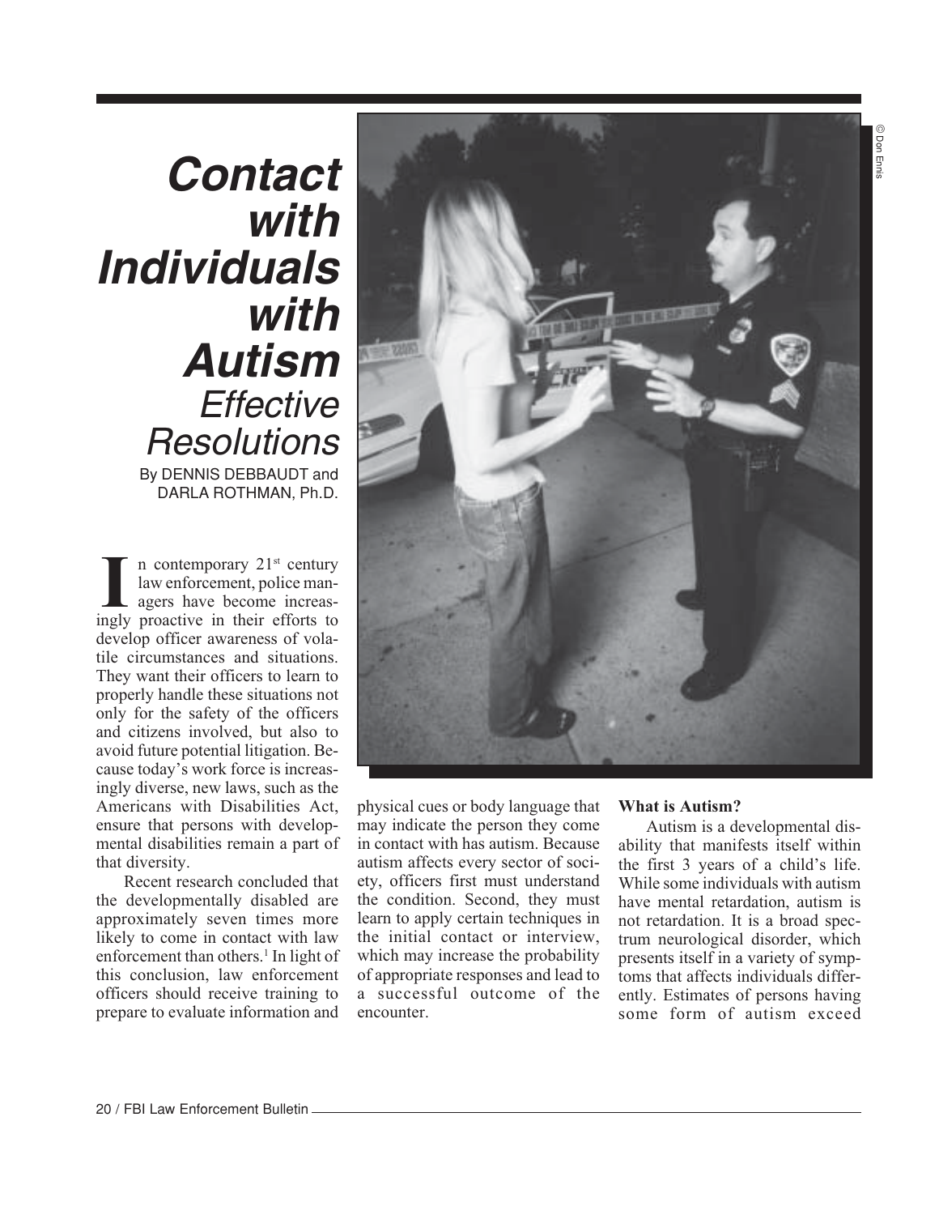# Contact with Individuals with Autism

## *Effective Resolutions*

By DENNIS DEBBAUDT and DARLA ROTHMAN, Ph.D.

In contemporary 21st century law enforcement, police managers have become increasingly proactive in their efforts to develop officer awareness of volatile circumstances and situations. They want their officers to learn to properly handle these situations not only for the safety of the officers and citizens involved, but also to avoid future potential litigation. Because today's work force is increasingly diverse, new laws, such as the Americans with Disabilities Act, ensure that persons with developmental disabilities remain a part of that diversity.

Recent research concluded that the developmentally disabled are approximately seven times more likely to come in contact with law enforcement than others.[1] In light of this conclusion, law enforcement officers should receive training to prepare to evaluate information and physical cues or body language that may indicate the person they come in contact with has autism. Because autism affects every sector of society, officers first must understand the condition. Second, they must learn to apply certain techniques in the initial contact or interview, which may increase the probability of appropriate responses and lead to a successful outcome of the encounter.

### What is Autism?

Autism is a developmental disability that manifests itself within the first 3 years of a child's life. While some individuals with autism have mental retardation, autism is not retardation. It is a broad spectrum neurological disorder, which presents itself in a variety of symptoms that affects individuals differently. Estimates of persons having some form of autism exceed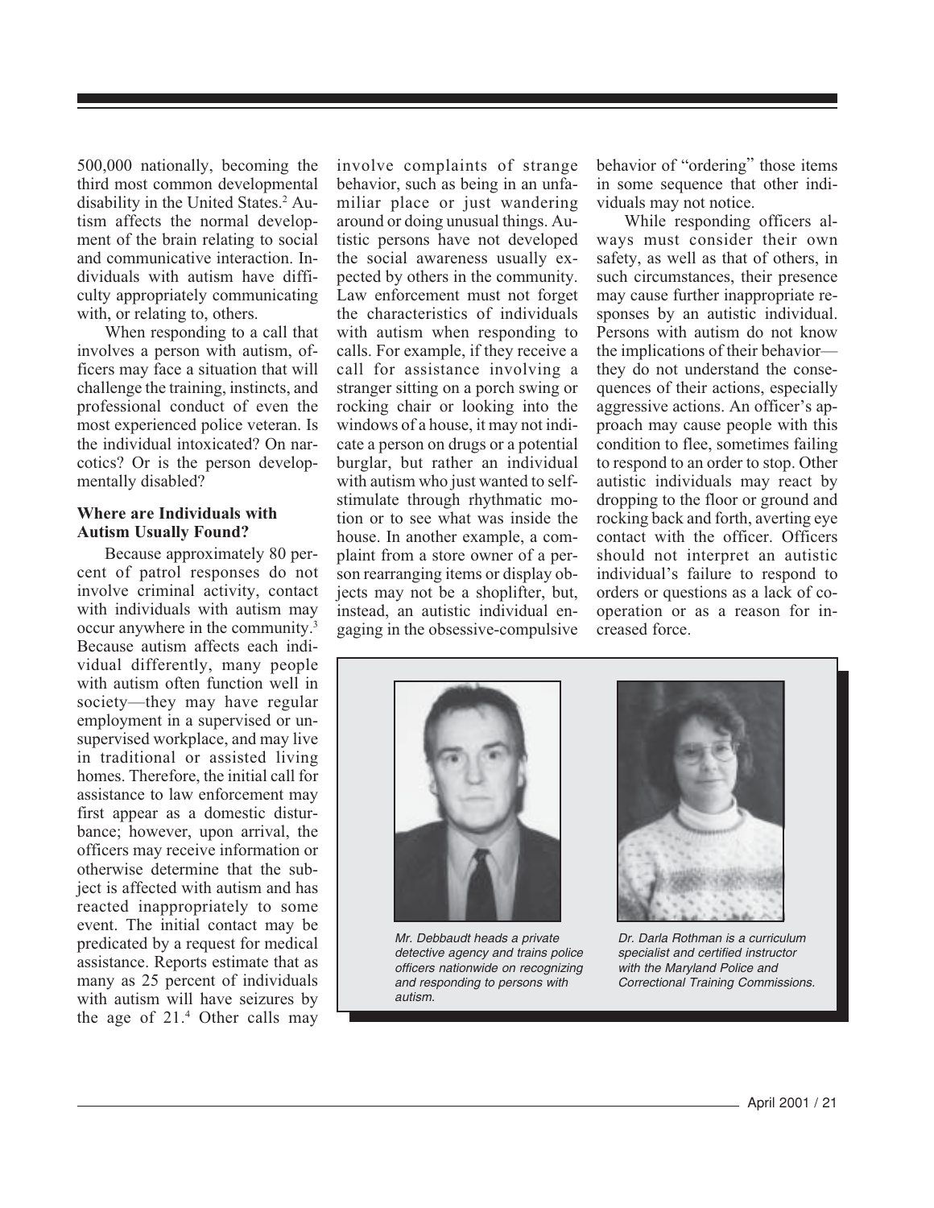500,000 nationally, becoming the third most common developmental disability in the United States.[2] Autism affects the normal development of the brain relating to social and communicative interaction. Individuals with autism have difficulty appropriately communicating with, or relating to, others.

When responding to a call that involves a person with autism, officers may face a situation that will challenge the training, instincts, and professional conduct of even the most experienced police veteran. Is the individual intoxicated? On narcotics? Or is the person developmentally disabled?

### Where are Individuals with Autism Usually Found?

Because approximately 80 percent of patrol responses do not involve criminal activity, contact with individuals with autism may occur anywhere in the community.[3] Because autism affects each individual differently, many people with autism often function well in society—they may have regular employment in a supervised or unsupervised workplace, and may live in traditional or assisted living homes. Therefore, the initial call for assistance to law enforcement may first appear as a domestic disturbance; however, upon arrival, the officers may receive information or otherwise determine that the subject is affected with autism and has reacted inappropriately to some event. The initial contact may be predicated by a request for medical assistance. Reports estimate that as many as 25 percent of individuals with autism will have seizures by the age of 21.[4] Other calls may involve complaints of strange behavior, such as being in an unfamiliar place or just wandering around or doing unusual things. Autistic persons have not developed the social awareness usually expected by others in the community. Law enforcement must not forget the characteristics of individuals with autism when responding to calls. For example, if they receive a call for assistance involving a stranger sitting on a porch swing or rocking chair or looking into the windows of a house, it may not indicate a person on drugs or a potential burglar, but rather an individual with autism who just wanted to self-stimulate through rhythmatic motion or to see what was inside the house. In another example, a complaint from a store owner of a person rearranging items or display objects may not be a shoplifter, but, instead, an autistic individual engaging in the obsessive-compulsive behavior of "ordering" those items in some sequence that other individuals may not notice.

While responding officers always must consider their own safety, as well as that of others, in such circumstances, their presence may cause further inappropriate responses by an autistic individual. Persons with autism do not know the implications of their behavior—they do not understand the consequences of their actions, especially aggressive actions. An officer's approach may cause people with this condition to flee, sometimes failing to respond to an order to stop. Other autistic individuals may react by dropping to the floor or ground and rocking back and forth, averting eye contact with the officer. Officers should not interpret an autistic individual's failure to respond to orders or questions as a lack of cooperation or as a reason for increased force.

*Mr. Debbaudt heads a private detective agency and trains police officers nationwide on recognizing and responding to persons with autism.*

*Dr. Darla Rothman is a curriculum specialist and certified instructor with the Maryland Police and Correctional Training Commissions.*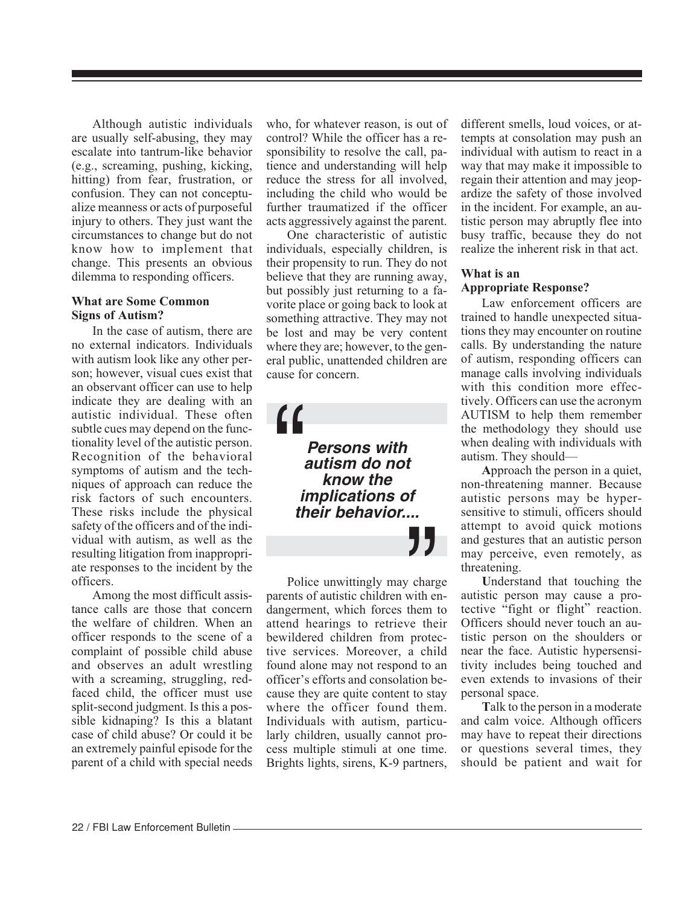Although autistic individuals are usually self-abusing, they may escalate into tantrum-like behavior (e.g., screaming, pushing, kicking, hitting) from fear, frustration, or confusion. They can not conceptualize meanness or acts of purposeful injury to others. They just want the circumstances to change but do not know how to implement that change. This presents an obvious dilemma to responding officers.

### What are Some Common Signs of Autism?

In the case of autism, there are no external indicators. Individuals with autism look like any other person; however, visual cues exist that an observant officer can use to help indicate they are dealing with an autistic individual. These often subtle cues may depend on the functionality level of the autistic person. Recognition of the behavioral symptoms of autism and the techniques of approach can reduce the risk factors of such encounters. These risks include the physical safety of the officers and of the individual with autism, as well as the resulting litigation from inappropriate responses to the incident by the officers.

Among the most difficult assistance calls are those that concern the welfare of children. When an officer responds to the scene of a complaint of possible child abuse and observes an adult wrestling with a screaming, struggling, red-faced child, the officer must use split-second judgment. Is this a possible kidnaping? Is this a blatant case of child abuse? Or could it be an extremely painful episode for the parent of a child with special needs who, for whatever reason, is out of control? While the officer has a responsibility to resolve the call, patience and understanding will help reduce the stress for all involved, including the child who would be further traumatized if the officer acts aggressively against the parent.

One characteristic of autistic individuals, especially children, is their propensity to run. They do not believe that they are running away, but possibly just returning to a favorite place or going back to look at something attractive. They may not be lost and may be very content where they are; however, to the general public, unattended children are cause for concern.

> ***"Persons with autism do not know the implications of their behavior...."***

Police unwittingly may charge parents of autistic children with endangerment, which forces them to attend hearings to retrieve their bewildered children from protective services. Moreover, a child found alone may not respond to an officer's efforts and consolation because they are quite content to stay where the officer found them. Individuals with autism, particularly children, usually cannot process multiple stimuli at one time. Brights lights, sirens, K-9 partners, different smells, loud voices, or attempts at consolation may push an individual with autism to react in a way that may make it impossible to regain their attention and may jeopardize the safety of those involved in the incident. For example, an autistic person may abruptly flee into busy traffic, because they do not realize the inherent risk in that act.

### What is an Appropriate Response?

Law enforcement officers are trained to handle unexpected situations they may encounter on routine calls. By understanding the nature of autism, responding officers can manage calls involving individuals with this condition more effectively. Officers can use the acronym AUTISM to help them remember the methodology they should use when dealing with individuals with autism. They should—

**A**pproach the person in a quiet, non-threatening manner. Because autistic persons may be hypersensitive to stimuli, officers should attempt to avoid quick motions and gestures that an autistic person may perceive, even remotely, as threatening.

**U**nderstand that touching the autistic person may cause a protective "fight or flight" reaction. Officers should never touch an autistic person on the shoulders or near the face. Autistic hypersensitivity includes being touched and even extends to invasions of their personal space.

**T**alk to the person in a moderate and calm voice. Although officers may have to repeat their directions or questions several times, they should be patient and wait for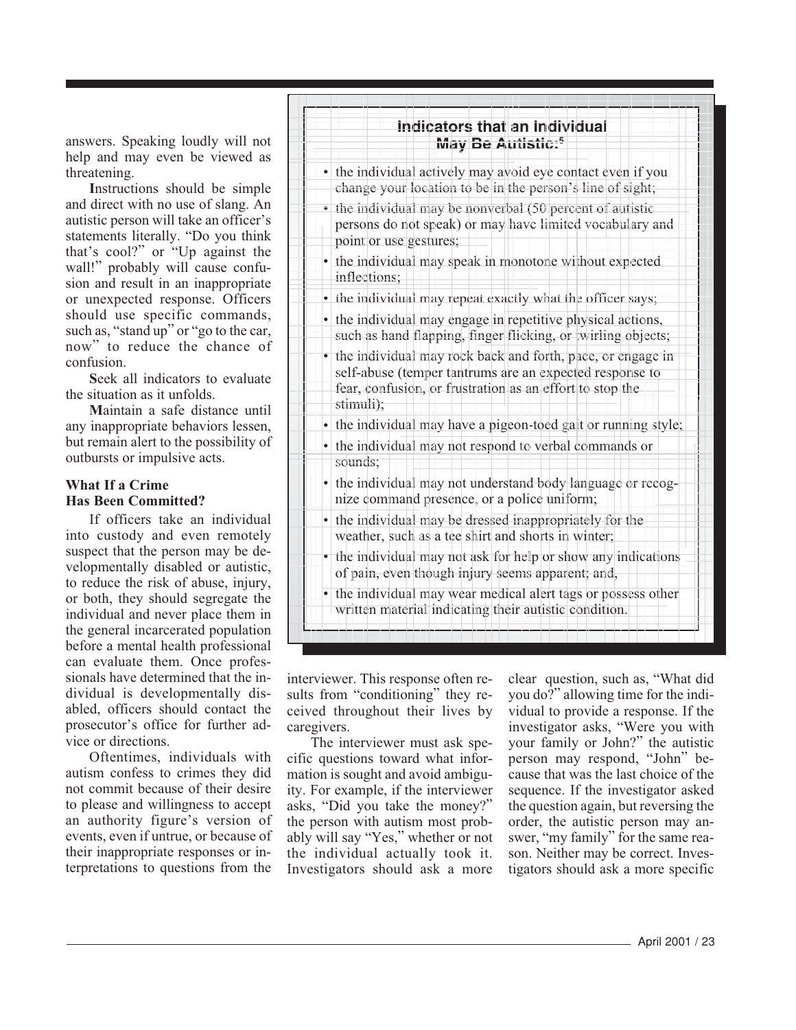answers. Speaking loudly will not help and may even be viewed as threatening.

**I**nstructions should be simple and direct with no use of slang. An autistic person will take an officer's statements literally. "Do you think that's cool?" or "Up against the wall!" probably will cause confusion and result in an inappropriate or unexpected response. Officers should use specific commands, such as, "stand up" or "go to the car, now" to reduce the chance of confusion.

**S**eek all indicators to evaluate the situation as it unfolds.

**M**aintain a safe distance until any inappropriate behaviors lessen, but remain alert to the possibility of outbursts or impulsive acts.

### What If a Crime Has Been Committed?

If officers take an individual into custody and even remotely suspect that the person may be developmentally disabled or autistic, to reduce the risk of abuse, injury, or both, they should segregate the individual and never place them in the general incarcerated population before a mental health professional can evaluate them. Once professionals have determined that the individual is developmentally disabled, officers should contact the prosecutor's office for further advice or directions.

Oftentimes, individuals with autism confess to crimes they did not commit because of their desire to please and willingness to accept an authority figure's version of events, even if untrue, or because of their inappropriate responses or interpretations to questions from the interviewer. This response often results from "conditioning" they received throughout their lives by caregivers.

The interviewer must ask specific questions toward what information is sought and avoid ambiguity. For example, if the interviewer asks, "Did you take the money?" the person with autism most probably will say "Yes," whether or not the individual actually took it. Investigators should ask a more clear question, such as, "What did you do?" allowing time for the individual to provide a response. If the investigator asks, "Were you with your family or John?" the autistic person may respond, "John" because that was the last choice of the sequence. If the investigator asked the question again, but reversing the order, the autistic person may answer, "my family" for the same reason. Neither may be correct. Investigators should ask a more specific

---

### Indicators that an Individual May Be Autistic:[5]

- the individual actively may avoid eye contact even if you change your location to be in the person's line of sight;
- the individual may be nonverbal (50 percent of autistic persons do not speak) or may have limited vocabulary and point or use gestures;
- the individual may speak in monotone without expected inflections;
- the individual may repeat exactly what the officer says;
- the individual may engage in repetitive physical actions, such as hand flapping, finger flicking, or twirling objects;
- the individual may rock back and forth, pace, or engage in self-abuse (temper tantrums are an expected response to fear, confusion, or frustration as an effort to stop the stimuli);
- the individual may have a pigeon-toed gait or running style;
- the individual may not respond to verbal commands or sounds;
- the individual may not understand body language or recognize command presence, or a police uniform;
- the individual may be dressed inappropriately for the weather, such as a tee shirt and shorts in winter;
- the individual may not ask for help or show any indications of pain, even though injury seems apparent; and,
- the individual may wear medical alert tags or possess other written material indicating their autistic condition.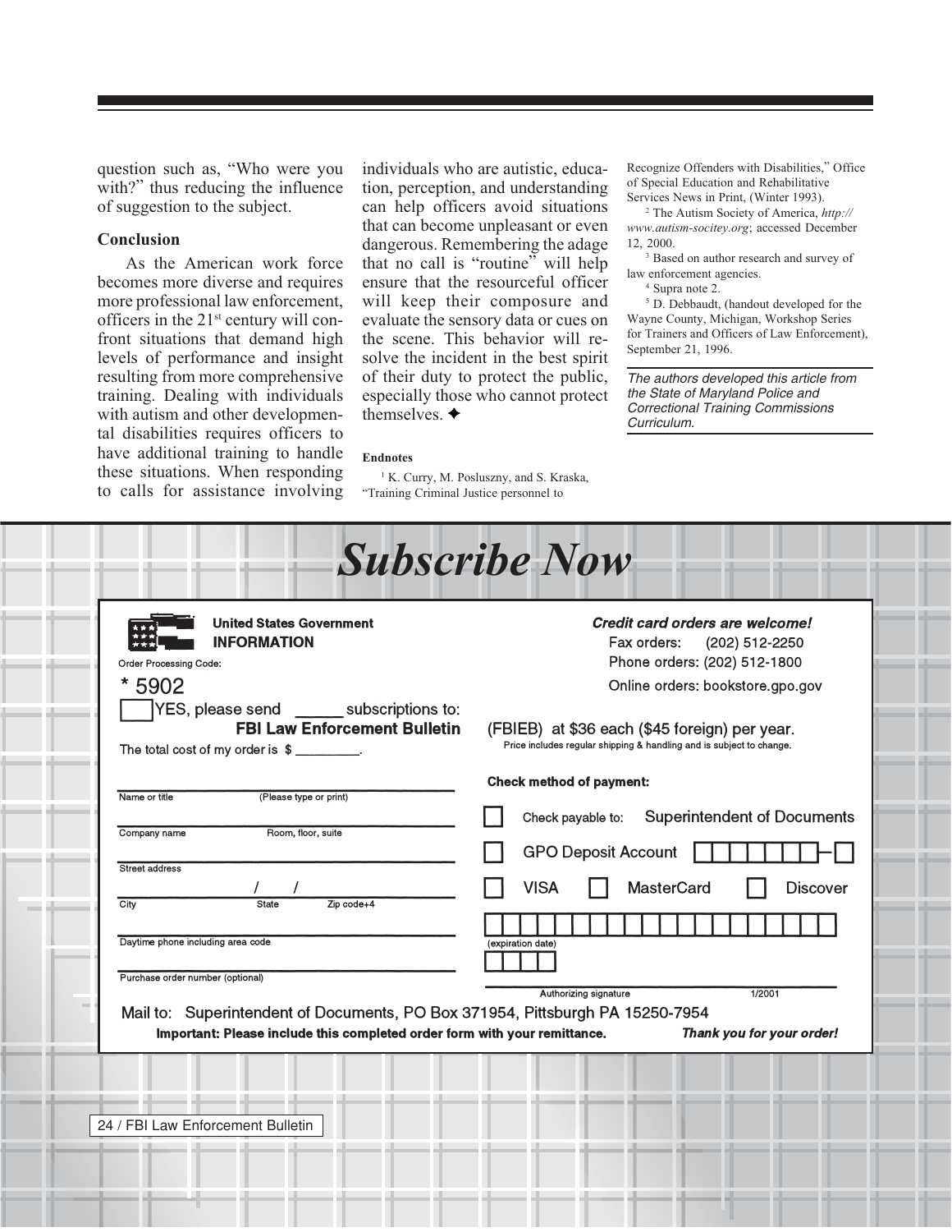question such as, "Who were you with?" thus reducing the influence of suggestion to the subject.

## Conclusion

As the American work force becomes more diverse and requires more professional law enforcement, officers in the 21st century will confront situations that demand high levels of performance and insight resulting from more comprehensive training. Dealing with individuals with autism and other developmental disabilities requires officers to have additional training to handle these situations. When responding to calls for assistance involving individuals who are autistic, education, perception, and understanding can help officers avoid situations that can become unpleasant or even dangerous. Remembering the adage that no call is "routine" will help ensure that the resourceful officer will keep their composure and evaluate the sensory data or cues on the scene. This behavior will resolve the incident in the best spirit of their duty to protect the public, especially those who cannot protect themselves. ✦

### Endnotes

[1] K. Curry, M. Posluszny, and S. Kraska, "Training Criminal Justice personnel to Recognize Offenders with Disabilities," Office of Special Education and Rehabilitative Services News in Print, (Winter 1993).

[2] The Autism Society of America, *http://www.autism-socitey.org*; accessed December 12, 2000.

[3] Based on author research and survey of law enforcement agencies.

[4] Supra note 2.

[5] D. Debbaudt, (handout developed for the Wayne County, Michigan, Workshop Series for Trainers and Officers of Law Enforcement), September 21, 1996.

*The authors developed this article from the State of Maryland Police and Correctional Training Commissions Curriculum.*

# Subscribe Now

**United States Government INFORMATION**

Order Processing Code:

* 5902

☐ YES, please send ______ subscriptions to: **FBI Law Enforcement Bulletin** (FBIEB) at $36 each ($45 foreign) per year.

Price includes regular shipping & handling and is subject to change.

The total cost of my order is $ ________.

***Credit card orders are welcome!***

Fax orders: (202) 512-2250

Phone orders: (202) 512-1800

Online orders: bookstore.gpo.gov

Name or title (Please type or print)

Company name Room, floor, suite

Street address

City State Zip code+4

Daytime phone including area code

Purchase order number (optional)

**Check method of payment:**

☐ Check payable to: Superintendent of Documents

☐ GPO Deposit Account ☐☐☐☐☐☐☐–☐

☐ VISA ☐ MasterCard ☐ Discover

(expiration date)

Authorizing signature 1/2001

Mail to: Superintendent of Documents, PO Box 371954, Pittsburgh PA 15250-7954

**Important: Please include this completed order form with your remittance.** ***Thank you for your order!***